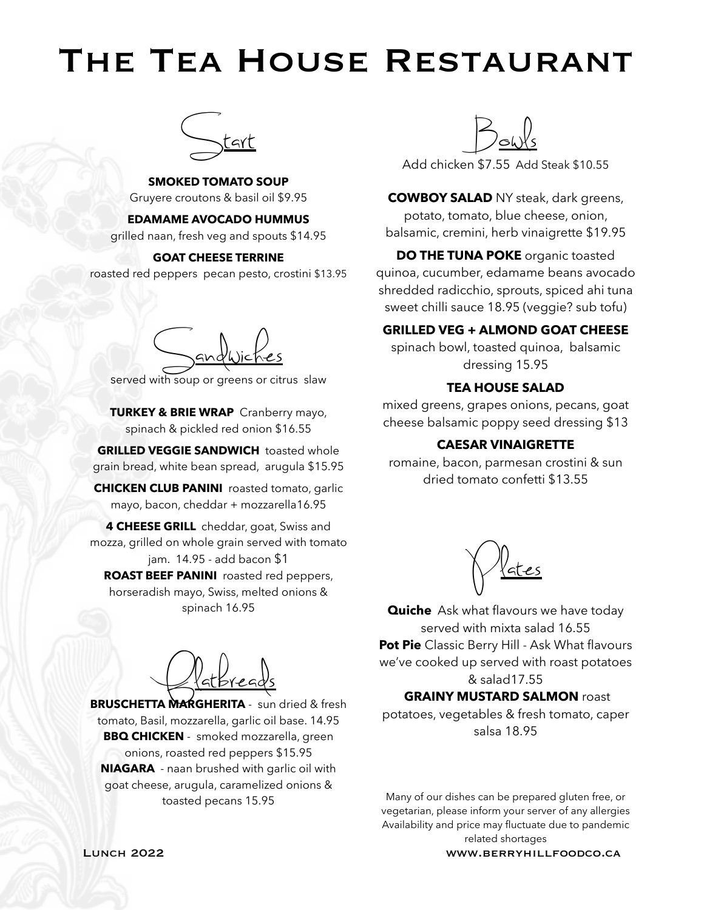# The Tea House Restaurant

## Start

**SMOKED TOMATO SOUP**
Gruyere croutons & basil oil $9.95

**EDAMAME AVOCADO HUMMUS**
grilled naan, fresh veg and spouts $14.95

**GOAT CHEESE TERRINE**
roasted red peppers pecan pesto, crostini $13.95

## Sandwiches

served with soup or greens or citrus slaw

**TURKEY & BRIE WRAP** Cranberry mayo, spinach & pickled red onion $16.55

**GRILLED VEGGIE SANDWICH** toasted whole grain bread, white bean spread, arugula $15.95

**CHICKEN CLUB PANINI** roasted tomato, garlic mayo, bacon, cheddar + mozzarella16.95

**4 CHEESE GRILL** cheddar, goat, Swiss and mozza, grilled on whole grain served with tomato jam. 14.95 - add bacon $1

**ROAST BEEF PANINI** roasted red peppers, horseradish mayo, Swiss, melted onions & spinach 16.95

## Flatbreads

**BRUSCHETTA MARGHERITA** - sun dried & fresh tomato, Basil, mozzarella, garlic oil base. 14.95

**BBQ CHICKEN** - smoked mozzarella, green onions, roasted red peppers $15.95

**NIAGARA** - naan brushed with garlic oil with goat cheese, arugula, caramelized onions & toasted pecans 15.95

## Bowls

Add chicken $7.55 Add Steak $10.55

**COWBOY SALAD** NY steak, dark greens, potato, tomato, blue cheese, onion, balsamic, cremini, herb vinaigrette $19.95

**DO THE TUNA POKE** organic toasted quinoa, cucumber, edamame beans avocado shredded radicchio, sprouts, spiced ahi tuna sweet chilli sauce 18.95 (veggie? sub tofu)

**GRILLED VEG + ALMOND GOAT CHEESE**
spinach bowl, toasted quinoa, balsamic dressing 15.95

**TEA HOUSE SALAD**
mixed greens, grapes onions, pecans, goat cheese balsamic poppy seed dressing $13

**CAESAR VINAIGRETTE**
romaine, bacon, parmesan crostini & sun dried tomato confetti $13.55

## Plates

**Quiche** Ask what flavours we have today served with mixta salad 16.55

**Pot Pie** Classic Berry Hill - Ask What flavours we've cooked up served with roast potatoes & salad17.55

**GRAINY MUSTARD SALMON** roast potatoes, vegetables & fresh tomato, caper salsa 18.95

Many of our dishes can be prepared gluten free, or vegetarian, please inform your server of any allergies
Availability and price may fluctuate due to pandemic related shortages

Lunch 2022

www.berryhillfoodco.ca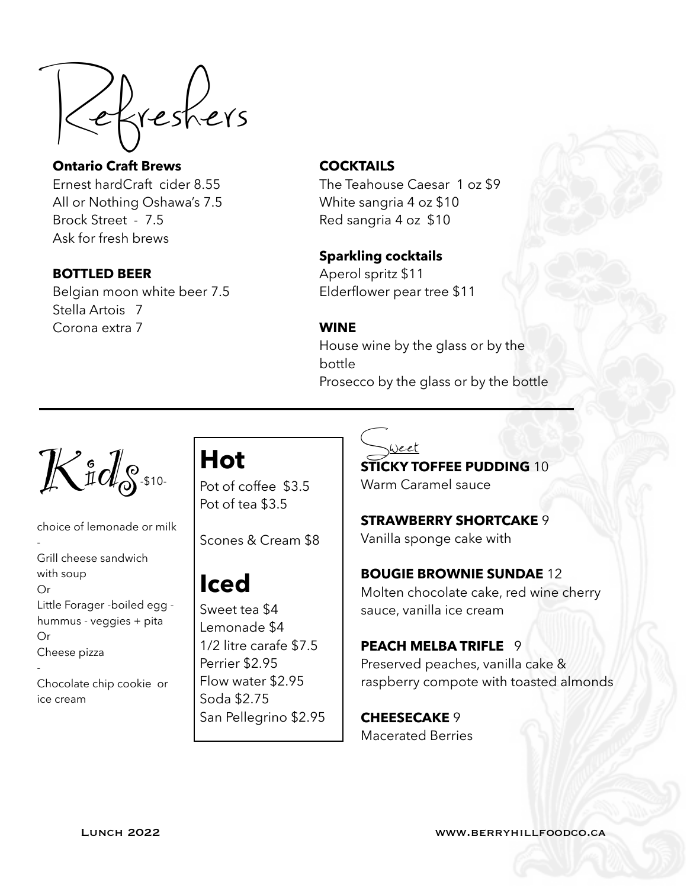# Refreshers

**Ontario Craft Brews**
Ernest hardCraft cider 8.55
All or Nothing Oshawa's 7.5
Brock Street - 7.5
Ask for fresh brews

**BOTTLED BEER**
Belgian moon white beer 7.5
Stella Artois 7
Corona extra 7

**COCKTAILS**
The Teahouse Caesar 1 oz $9
White sangria 4 oz $10
Red sangria 4 oz $10

**Sparkling cocktails**
Aperol spritz $11
Elderflower pear tree $11

**WINE**
House wine by the glass or by the bottle
Prosecco by the glass or by the bottle

---

# Kids -$10-

choice of lemonade or milk
-
Grill cheese sandwich with soup
Or
Little Forager -boiled egg - hummus - veggies + pita
Or
Cheese pizza
-
Chocolate chip cookie or ice cream

# Hot

Pot of coffee $3.5
Pot of tea $3.5

Scones & Cream $8

# Iced

Sweet tea $4
Lemonade $4
1/2 litre carafe $7.5
Perrier $2.95
Flow water $2.95
Soda $2.75
San Pellegrino $2.95

# Sweet

**STICKY TOFFEE PUDDING** 10
Warm Caramel sauce

**STRAWBERRY SHORTCAKE** 9
Vanilla sponge cake with

**BOUGIE BROWNIE SUNDAE** 12
Molten chocolate cake, red wine cherry sauce, vanilla ice cream

**PEACH MELBA TRIFLE** 9
Preserved peaches, vanilla cake & raspberry compote with toasted almonds

**CHEESECAKE** 9
Macerated Berries

Lunch 2022 www.berryhillfoodco.ca